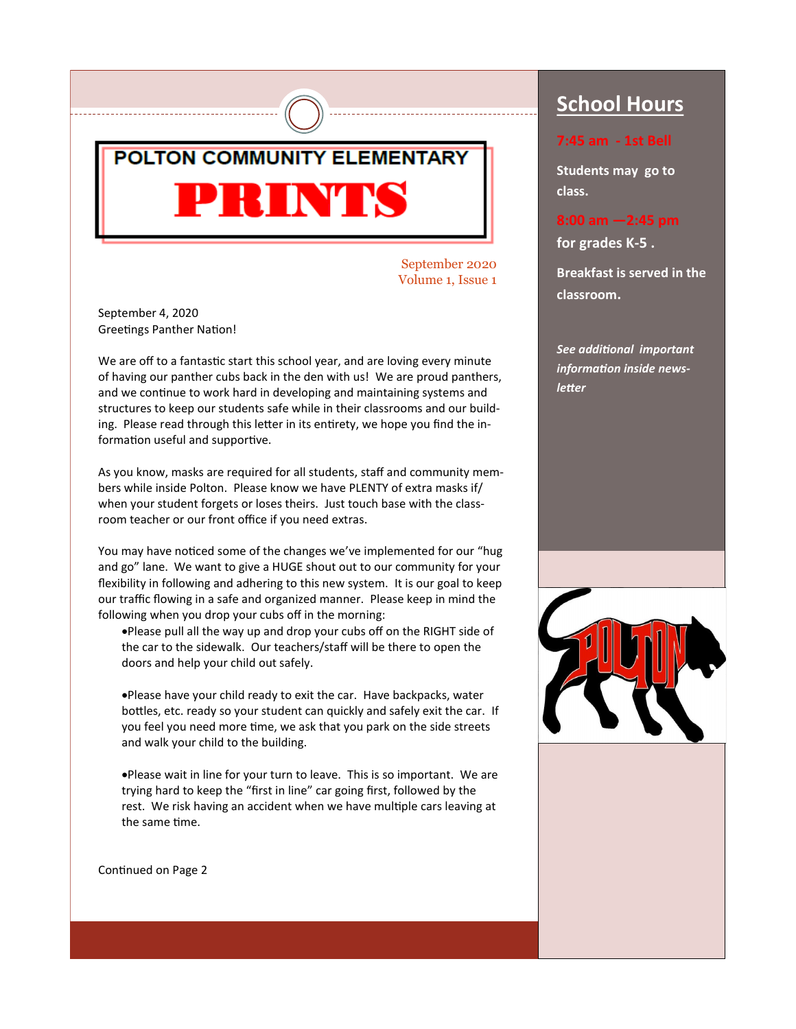# POLTON COMMUNITY ELEMENTARY

# PRINTS

September 2020
Volume 1, Issue 1

September 4, 2020
Greetings Panther Nation!

We are off to a fantastic start this school year, and are loving every minute of having our panther cubs back in the den with us! We are proud panthers, and we continue to work hard in developing and maintaining systems and structures to keep our students safe while in their classrooms and our building. Please read through this letter in its entirety, we hope you find the information useful and supportive.

As you know, masks are required for all students, staff and community members while inside Polton. Please know we have PLENTY of extra masks if/when your student forgets or loses theirs. Just touch base with the classroom teacher or our front office if you need extras.

You may have noticed some of the changes we've implemented for our "hug and go" lane. We want to give a HUGE shout out to our community for your flexibility in following and adhering to this new system. It is our goal to keep our traffic flowing in a safe and organized manner. Please keep in mind the following when you drop your cubs off in the morning:

- Please pull all the way up and drop your cubs off on the RIGHT side of the car to the sidewalk. Our teachers/staff will be there to open the doors and help your child out safely.

- Please have your child ready to exit the car. Have backpacks, water bottles, etc. ready so your student can quickly and safely exit the car. If you feel you need more time, we ask that you park on the side streets and walk your child to the building.

- Please wait in line for your turn to leave. This is so important. We are trying hard to keep the "first in line" car going first, followed by the rest. We risk having an accident when we have multiple cars leaving at the same time.

Continued on Page 2

## School Hours

**7:45 am - 1st Bell**

**Students may go to class.**

**8:00 am —2:45 pm**

**for grades K-5 .**

**Breakfast is served in the classroom.**

***See additional important information inside newsletter***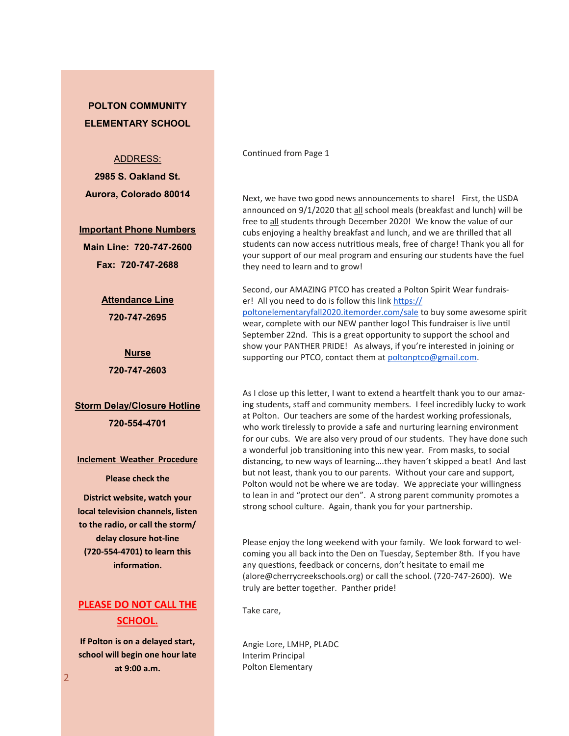**POLTON COMMUNITY ELEMENTARY SCHOOL**

ADDRESS:

**2985 S. Oakland St.**
**Aurora, Colorado 80014**

**Important Phone Numbers**

**Main Line: 720-747-2600**

**Fax: 720-747-2688**

**Attendance Line**

**720-747-2695**

**Nurse**

**720-747-2603**

**Storm Delay/Closure Hotline**

**720-554-4701**

**Inclement Weather Procedure**

**Please check the District website, watch your local television channels, listen to the radio, or call the storm/ delay closure hot-line (720-554-4701) to learn this information.**

**PLEASE DO NOT CALL THE SCHOOL.**

**If Polton is on a delayed start, school will begin one hour late at 9:00 a.m.**

Continued from Page 1

Next, we have two good news announcements to share! First, the USDA announced on 9/1/2020 that all school meals (breakfast and lunch) will be free to all students through December 2020! We know the value of our cubs enjoying a healthy breakfast and lunch, and we are thrilled that all students can now access nutritious meals, free of charge! Thank you all for your support of our meal program and ensuring our students have the fuel they need to learn and to grow!

Second, our AMAZING PTCO has created a Polton Spirit Wear fundraiser! All you need to do is follow this link https://poltonelementaryfall2020.itemorder.com/sale to buy some awesome spirit wear, complete with our NEW panther logo! This fundraiser is live until September 22nd. This is a great opportunity to support the school and show your PANTHER PRIDE! As always, if you're interested in joining or supporting our PTCO, contact them at poltonptco@gmail.com.

As I close up this letter, I want to extend a heartfelt thank you to our amazing students, staff and community members. I feel incredibly lucky to work at Polton. Our teachers are some of the hardest working professionals, who work tirelessly to provide a safe and nurturing learning environment for our cubs. We are also very proud of our students. They have done such a wonderful job transitioning into this new year. From masks, to social distancing, to new ways of learning….they haven't skipped a beat! And last but not least, thank you to our parents. Without your care and support, Polton would not be where we are today. We appreciate your willingness to lean in and "protect our den". A strong parent community promotes a strong school culture. Again, thank you for your partnership.

Please enjoy the long weekend with your family. We look forward to welcoming you all back into the Den on Tuesday, September 8th. If you have any questions, feedback or concerns, don't hesitate to email me (alore@cherrycreekschools.org) or call the school. (720-747-2600). We truly are better together. Panther pride!

Take care,

Angie Lore, LMHP, PLADC
Interim Principal
Polton Elementary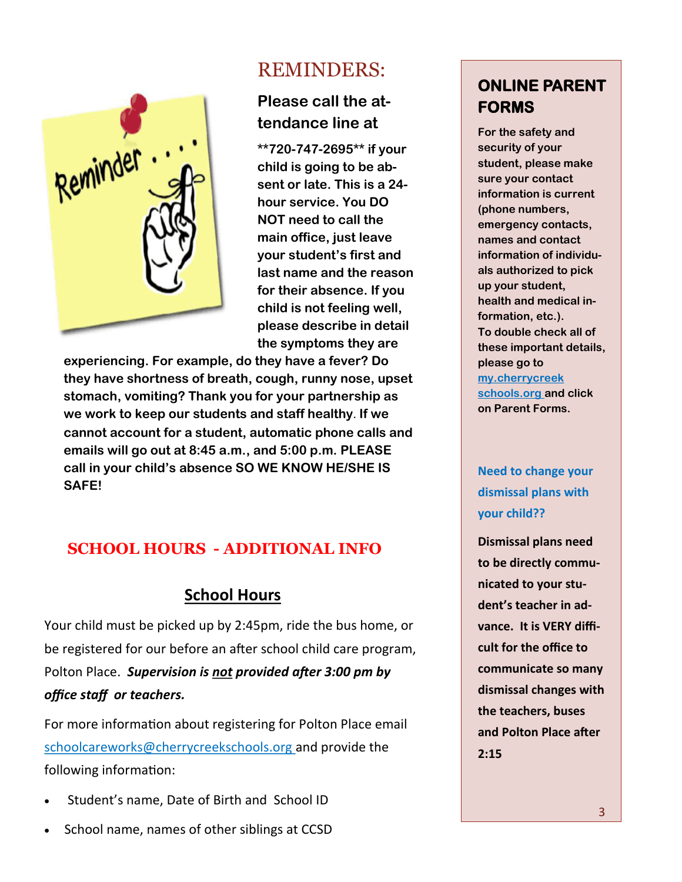# REMINDERS:

### Please call the attendance line at

**\*\*720-747-2695\*\* if your child is going to be absent or late. This is a 24-hour service. You DO NOT need to call the main office, just leave your student's first and last name and the reason for their absence. If you child is not feeling well, please describe in detail the symptoms they are experiencing. For example, do they have a fever? Do they have shortness of breath, cough, runny nose, upset stomach, vomiting? Thank you for your partnership as we work to keep our students and staff healthy. If we cannot account for a student, automatic phone calls and emails will go out at 8:45 a.m., and 5:00 p.m. PLEASE call in your child's absence SO WE KNOW HE/SHE IS SAFE!**

## SCHOOL HOURS - ADDITIONAL INFO

### School Hours

Your child must be picked up by 2:45pm, ride the bus home, or be registered for our before an after school child care program, Polton Place. ***Supervision is not provided after 3:00 pm by office staff or teachers.***

For more information about registering for Polton Place email schoolcareworks@cherrycreekschools.org and provide the following information:

- Student's name, Date of Birth and School ID
- School name, names of other siblings at CCSD

## ONLINE PARENT FORMS

**For the safety and security of your student, please make sure your contact information is current (phone numbers, emergency contacts, names and contact information of individuals authorized to pick up your student, health and medical information, etc.). To double check all of these important details, please go to my.cherrycreekschools.org and click on Parent Forms.**

### Need to change your dismissal plans with your child??

**Dismissal plans need to be directly communicated to your student's teacher in advance. It is VERY difficult for the office to communicate so many dismissal changes with the teachers, buses and Polton Place after 2:15**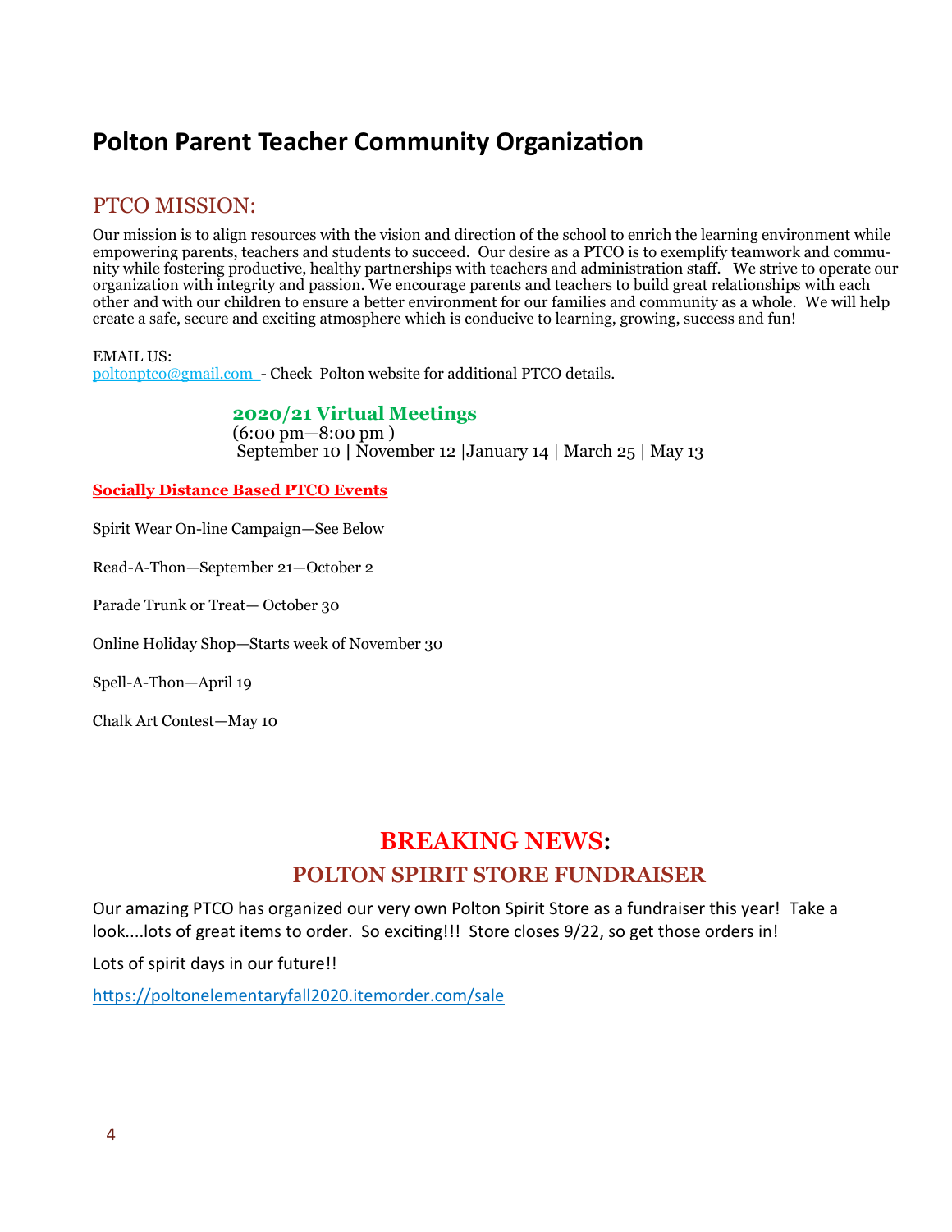# Polton Parent Teacher Community Organization

## PTCO MISSION:

Our mission is to align resources with the vision and direction of the school to enrich the learning environment while empowering parents, teachers and students to succeed. Our desire as a PTCO is to exemplify teamwork and community while fostering productive, healthy partnerships with teachers and administration staff. We strive to operate our organization with integrity and passion. We encourage parents and teachers to build great relationships with each other and with our children to ensure a better environment for our families and community as a whole. We will help create a safe, secure and exciting atmosphere which is conducive to learning, growing, success and fun!

EMAIL US:
poltonptco@gmail.com - Check Polton website for additional PTCO details.

### 2020/21 Virtual Meetings

(6:00 pm—8:00 pm )
September 10 | November 12 |January 14 | March 25 | May 13

**Socially Distance Based PTCO Events**

Spirit Wear On-line Campaign—See Below

Read-A-Thon—September 21—October 2

Parade Trunk or Treat— October 30

Online Holiday Shop—Starts week of November 30

Spell-A-Thon—April 19

Chalk Art Contest—May 10

## BREAKING NEWS:

### POLTON SPIRIT STORE FUNDRAISER

Our amazing PTCO has organized our very own Polton Spirit Store as a fundraiser this year! Take a look....lots of great items to order. So exciting!!! Store closes 9/22, so get those orders in!

Lots of spirit days in our future!!

https://poltonelementaryfall2020.itemorder.com/sale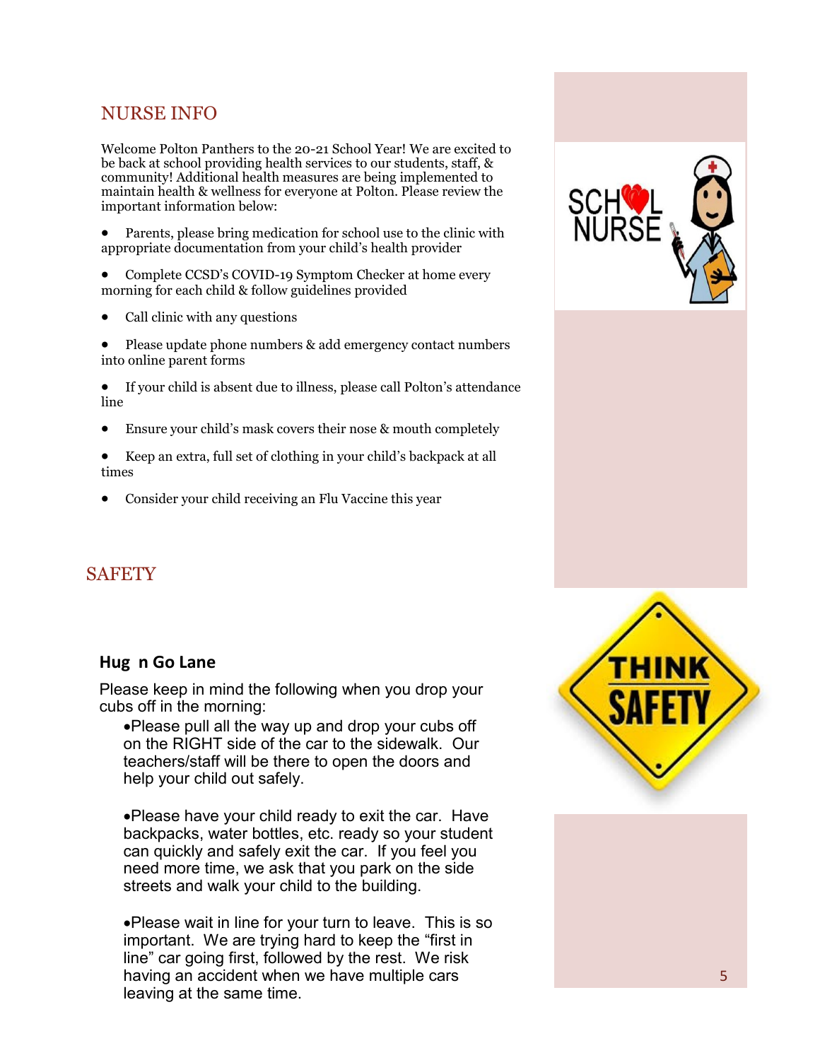## NURSE INFO

Welcome Polton Panthers to the 20-21 School Year! We are excited to be back at school providing health services to our students, staff, & community! Additional health measures are being implemented to maintain health & wellness for everyone at Polton. Please review the important information below:

- Parents, please bring medication for school use to the clinic with appropriate documentation from your child's health provider
- Complete CCSD's COVID-19 Symptom Checker at home every morning for each child & follow guidelines provided
- Call clinic with any questions
- Please update phone numbers & add emergency contact numbers into online parent forms
- If your child is absent due to illness, please call Polton's attendance line
- Ensure your child's mask covers their nose & mouth completely
- Keep an extra, full set of clothing in your child's backpack at all times
- Consider your child receiving an Flu Vaccine this year

## SAFETY

### Hug n Go Lane

Please keep in mind the following when you drop your cubs off in the morning:

- Please pull all the way up and drop your cubs off on the RIGHT side of the car to the sidewalk. Our teachers/staff will be there to open the doors and help your child out safely.
- Please have your child ready to exit the car. Have backpacks, water bottles, etc. ready so your student can quickly and safely exit the car. If you feel you need more time, we ask that you park on the side streets and walk your child to the building.
- Please wait in line for your turn to leave. This is so important. We are trying hard to keep the "first in line" car going first, followed by the rest. We risk having an accident when we have multiple cars leaving at the same time.